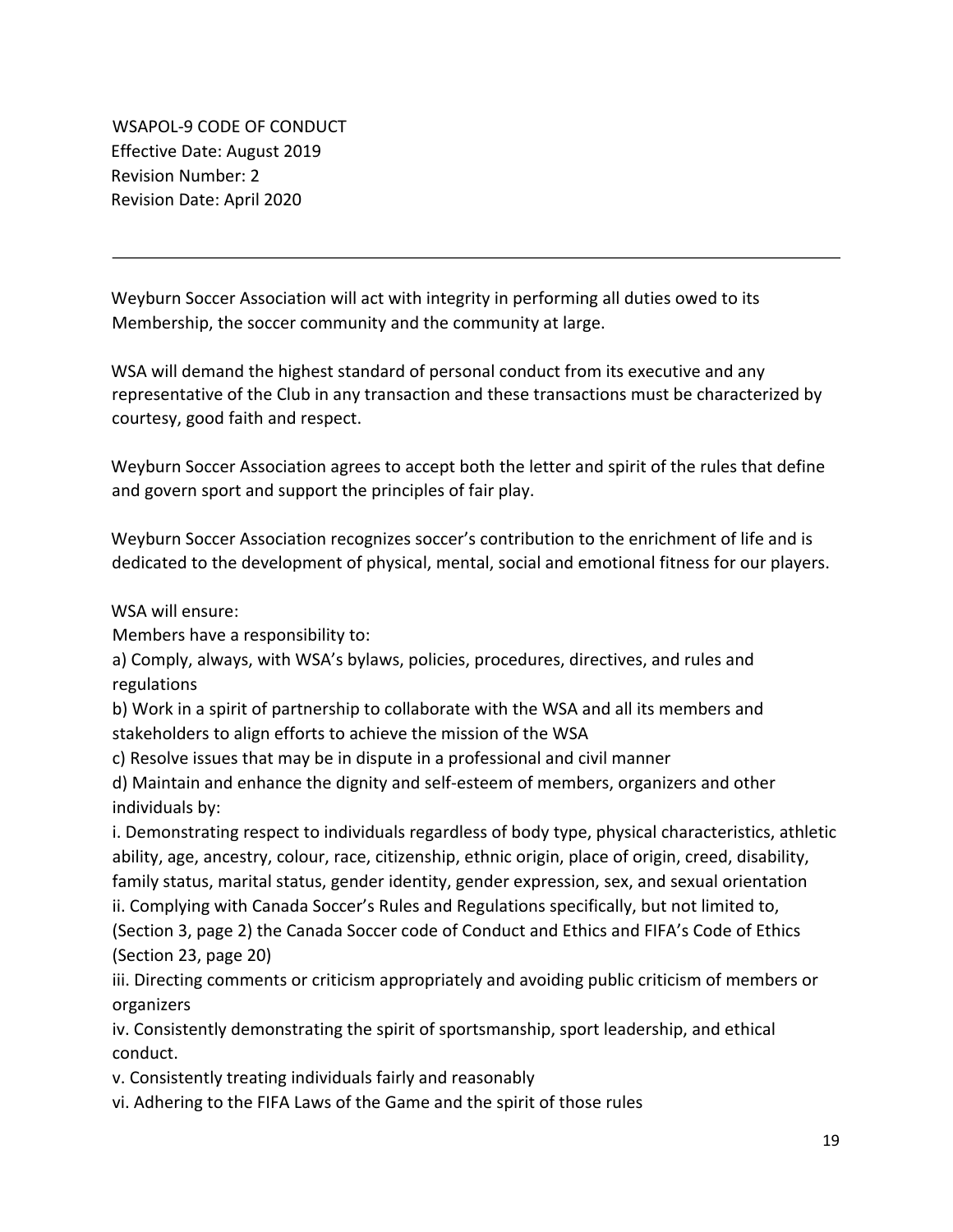WSAPOL-9 CODE OF CONDUCT
Effective Date: August 2019
Revision Number: 2
Revision Date: April 2020

---

Weyburn Soccer Association will act with integrity in performing all duties owed to its Membership, the soccer community and the community at large.

WSA will demand the highest standard of personal conduct from its executive and any representative of the Club in any transaction and these transactions must be characterized by courtesy, good faith and respect.

Weyburn Soccer Association agrees to accept both the letter and spirit of the rules that define and govern sport and support the principles of fair play.

Weyburn Soccer Association recognizes soccer's contribution to the enrichment of life and is dedicated to the development of physical, mental, social and emotional fitness for our players.

WSA will ensure:
Members have a responsibility to:

a) Comply, always, with WSA's bylaws, policies, procedures, directives, and rules and regulations

b) Work in a spirit of partnership to collaborate with the WSA and all its members and stakeholders to align efforts to achieve the mission of the WSA

c) Resolve issues that may be in dispute in a professional and civil manner

d) Maintain and enhance the dignity and self-esteem of members, organizers and other individuals by:

i. Demonstrating respect to individuals regardless of body type, physical characteristics, athletic ability, age, ancestry, colour, race, citizenship, ethnic origin, place of origin, creed, disability, family status, marital status, gender identity, gender expression, sex, and sexual orientation

ii. Complying with Canada Soccer's Rules and Regulations specifically, but not limited to, (Section 3, page 2) the Canada Soccer code of Conduct and Ethics and FIFA's Code of Ethics (Section 23, page 20)

iii. Directing comments or criticism appropriately and avoiding public criticism of members or organizers

iv. Consistently demonstrating the spirit of sportsmanship, sport leadership, and ethical conduct.

v. Consistently treating individuals fairly and reasonably

vi. Adhering to the FIFA Laws of the Game and the spirit of those rules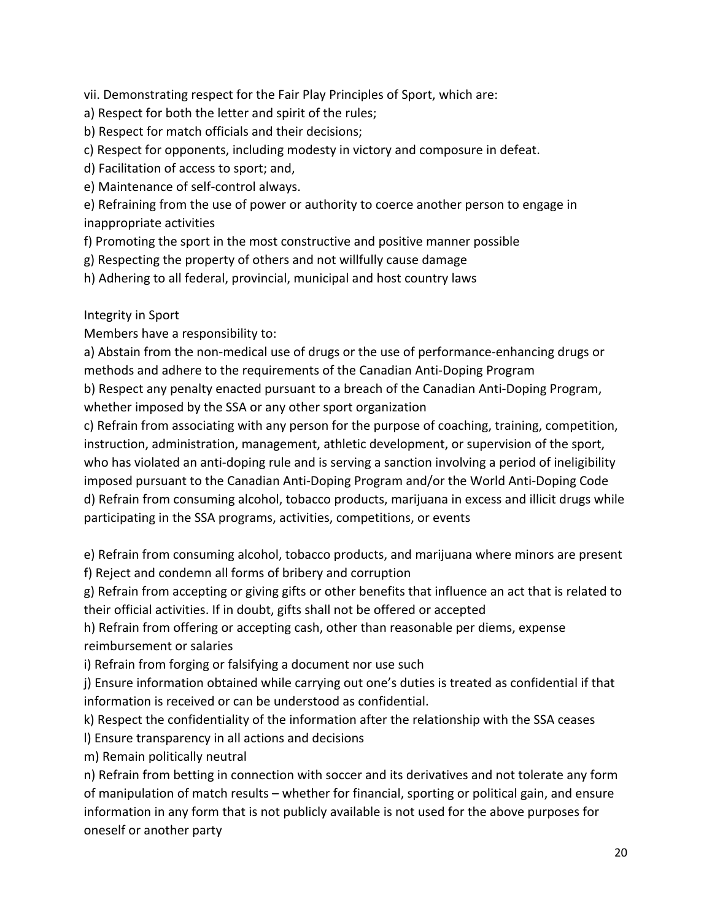vii. Demonstrating respect for the Fair Play Principles of Sport, which are:

a) Respect for both the letter and spirit of the rules;

b) Respect for match officials and their decisions;

c) Respect for opponents, including modesty in victory and composure in defeat.

d) Facilitation of access to sport; and,

e) Maintenance of self-control always.

e) Refraining from the use of power or authority to coerce another person to engage in inappropriate activities

f) Promoting the sport in the most constructive and positive manner possible

g) Respecting the property of others and not willfully cause damage

h) Adhering to all federal, provincial, municipal and host country laws

Integrity in Sport

Members have a responsibility to:

a) Abstain from the non-medical use of drugs or the use of performance-enhancing drugs or methods and adhere to the requirements of the Canadian Anti-Doping Program

b) Respect any penalty enacted pursuant to a breach of the Canadian Anti-Doping Program, whether imposed by the SSA or any other sport organization

c) Refrain from associating with any person for the purpose of coaching, training, competition, instruction, administration, management, athletic development, or supervision of the sport, who has violated an anti-doping rule and is serving a sanction involving a period of ineligibility imposed pursuant to the Canadian Anti-Doping Program and/or the World Anti-Doping Code

d) Refrain from consuming alcohol, tobacco products, marijuana in excess and illicit drugs while participating in the SSA programs, activities, competitions, or events

e) Refrain from consuming alcohol, tobacco products, and marijuana where minors are present

f) Reject and condemn all forms of bribery and corruption

g) Refrain from accepting or giving gifts or other benefits that influence an act that is related to their official activities. If in doubt, gifts shall not be offered or accepted

h) Refrain from offering or accepting cash, other than reasonable per diems, expense reimbursement or salaries

i) Refrain from forging or falsifying a document nor use such

j) Ensure information obtained while carrying out one's duties is treated as confidential if that information is received or can be understood as confidential.

k) Respect the confidentiality of the information after the relationship with the SSA ceases

l) Ensure transparency in all actions and decisions

m) Remain politically neutral

n) Refrain from betting in connection with soccer and its derivatives and not tolerate any form of manipulation of match results – whether for financial, sporting or political gain, and ensure information in any form that is not publicly available is not used for the above purposes for oneself or another party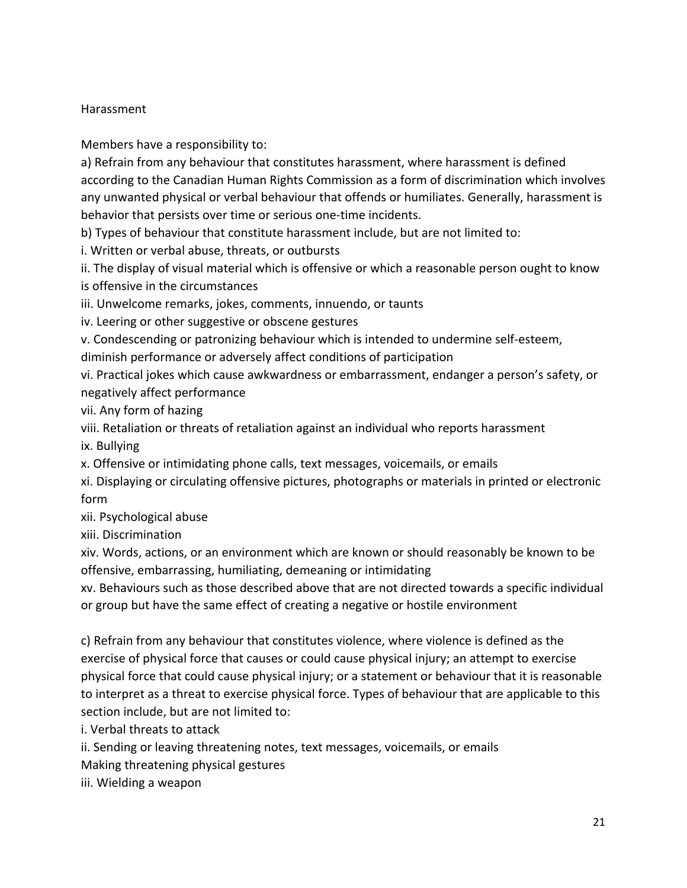## Harassment

Members have a responsibility to:

a) Refrain from any behaviour that constitutes harassment, where harassment is defined according to the Canadian Human Rights Commission as a form of discrimination which involves any unwanted physical or verbal behaviour that offends or humiliates. Generally, harassment is behavior that persists over time or serious one-time incidents.

b) Types of behaviour that constitute harassment include, but are not limited to:

i. Written or verbal abuse, threats, or outbursts

ii. The display of visual material which is offensive or which a reasonable person ought to know is offensive in the circumstances

iii. Unwelcome remarks, jokes, comments, innuendo, or taunts

iv. Leering or other suggestive or obscene gestures

v. Condescending or patronizing behaviour which is intended to undermine self-esteem, diminish performance or adversely affect conditions of participation

vi. Practical jokes which cause awkwardness or embarrassment, endanger a person's safety, or negatively affect performance

vii. Any form of hazing

viii. Retaliation or threats of retaliation against an individual who reports harassment

ix. Bullying

x. Offensive or intimidating phone calls, text messages, voicemails, or emails

xi. Displaying or circulating offensive pictures, photographs or materials in printed or electronic form

xii. Psychological abuse

xiii. Discrimination

xiv. Words, actions, or an environment which are known or should reasonably be known to be offensive, embarrassing, humiliating, demeaning or intimidating

xv. Behaviours such as those described above that are not directed towards a specific individual or group but have the same effect of creating a negative or hostile environment

c) Refrain from any behaviour that constitutes violence, where violence is defined as the exercise of physical force that causes or could cause physical injury; an attempt to exercise physical force that could cause physical injury; or a statement or behaviour that it is reasonable to interpret as a threat to exercise physical force. Types of behaviour that are applicable to this section include, but are not limited to:

i. Verbal threats to attack

ii. Sending or leaving threatening notes, text messages, voicemails, or emails

Making threatening physical gestures

iii. Wielding a weapon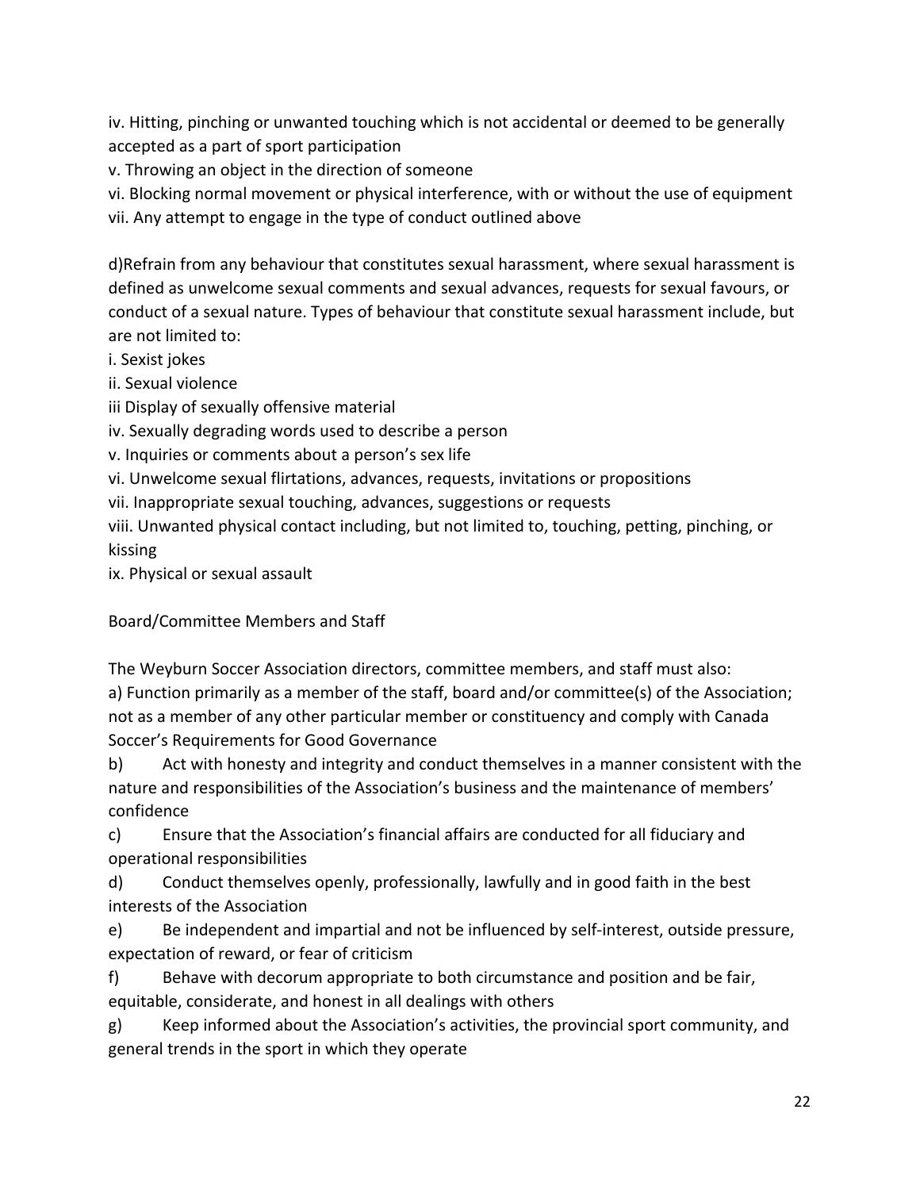iv. Hitting, pinching or unwanted touching which is not accidental or deemed to be generally accepted as a part of sport participation
v. Throwing an object in the direction of someone
vi. Blocking normal movement or physical interference, with or without the use of equipment
vii. Any attempt to engage in the type of conduct outlined above

d)Refrain from any behaviour that constitutes sexual harassment, where sexual harassment is defined as unwelcome sexual comments and sexual advances, requests for sexual favours, or conduct of a sexual nature. Types of behaviour that constitute sexual harassment include, but are not limited to:
i. Sexist jokes
ii. Sexual violence
iii Display of sexually offensive material
iv. Sexually degrading words used to describe a person
v. Inquiries or comments about a person's sex life
vi. Unwelcome sexual flirtations, advances, requests, invitations or propositions
vii. Inappropriate sexual touching, advances, suggestions or requests
viii. Unwanted physical contact including, but not limited to, touching, petting, pinching, or kissing
ix. Physical or sexual assault

Board/Committee Members and Staff

The Weyburn Soccer Association directors, committee members, and staff must also:
a) Function primarily as a member of the staff, board and/or committee(s) of the Association; not as a member of any other particular member or constituency and comply with Canada Soccer's Requirements for Good Governance
b) Act with honesty and integrity and conduct themselves in a manner consistent with the nature and responsibilities of the Association's business and the maintenance of members' confidence
c) Ensure that the Association's financial affairs are conducted for all fiduciary and operational responsibilities
d) Conduct themselves openly, professionally, lawfully and in good faith in the best interests of the Association
e) Be independent and impartial and not be influenced by self-interest, outside pressure, expectation of reward, or fear of criticism
f) Behave with decorum appropriate to both circumstance and position and be fair, equitable, considerate, and honest in all dealings with others
g) Keep informed about the Association's activities, the provincial sport community, and general trends in the sport in which they operate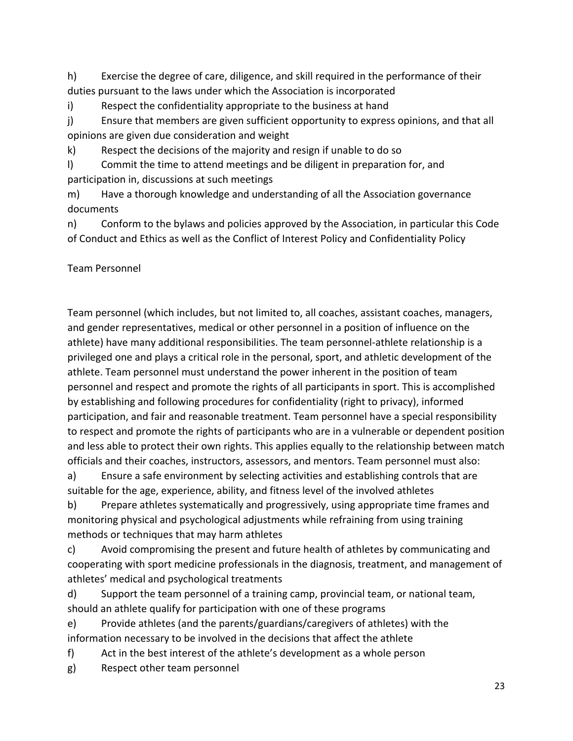h) Exercise the degree of care, diligence, and skill required in the performance of their duties pursuant to the laws under which the Association is incorporated

i) Respect the confidentiality appropriate to the business at hand

j) Ensure that members are given sufficient opportunity to express opinions, and that all opinions are given due consideration and weight

k) Respect the decisions of the majority and resign if unable to do so

l) Commit the time to attend meetings and be diligent in preparation for, and participation in, discussions at such meetings

m) Have a thorough knowledge and understanding of all the Association governance documents

n) Conform to the bylaws and policies approved by the Association, in particular this Code of Conduct and Ethics as well as the Conflict of Interest Policy and Confidentiality Policy

Team Personnel

Team personnel (which includes, but not limited to, all coaches, assistant coaches, managers, and gender representatives, medical or other personnel in a position of influence on the athlete) have many additional responsibilities. The team personnel-athlete relationship is a privileged one and plays a critical role in the personal, sport, and athletic development of the athlete. Team personnel must understand the power inherent in the position of team personnel and respect and promote the rights of all participants in sport. This is accomplished by establishing and following procedures for confidentiality (right to privacy), informed participation, and fair and reasonable treatment. Team personnel have a special responsibility to respect and promote the rights of participants who are in a vulnerable or dependent position and less able to protect their own rights. This applies equally to the relationship between match officials and their coaches, instructors, assessors, and mentors. Team personnel must also:

a) Ensure a safe environment by selecting activities and establishing controls that are suitable for the age, experience, ability, and fitness level of the involved athletes

b) Prepare athletes systematically and progressively, using appropriate time frames and monitoring physical and psychological adjustments while refraining from using training methods or techniques that may harm athletes

c) Avoid compromising the present and future health of athletes by communicating and cooperating with sport medicine professionals in the diagnosis, treatment, and management of athletes' medical and psychological treatments

d) Support the team personnel of a training camp, provincial team, or national team, should an athlete qualify for participation with one of these programs

e) Provide athletes (and the parents/guardians/caregivers of athletes) with the information necessary to be involved in the decisions that affect the athlete

f) Act in the best interest of the athlete's development as a whole person

g) Respect other team personnel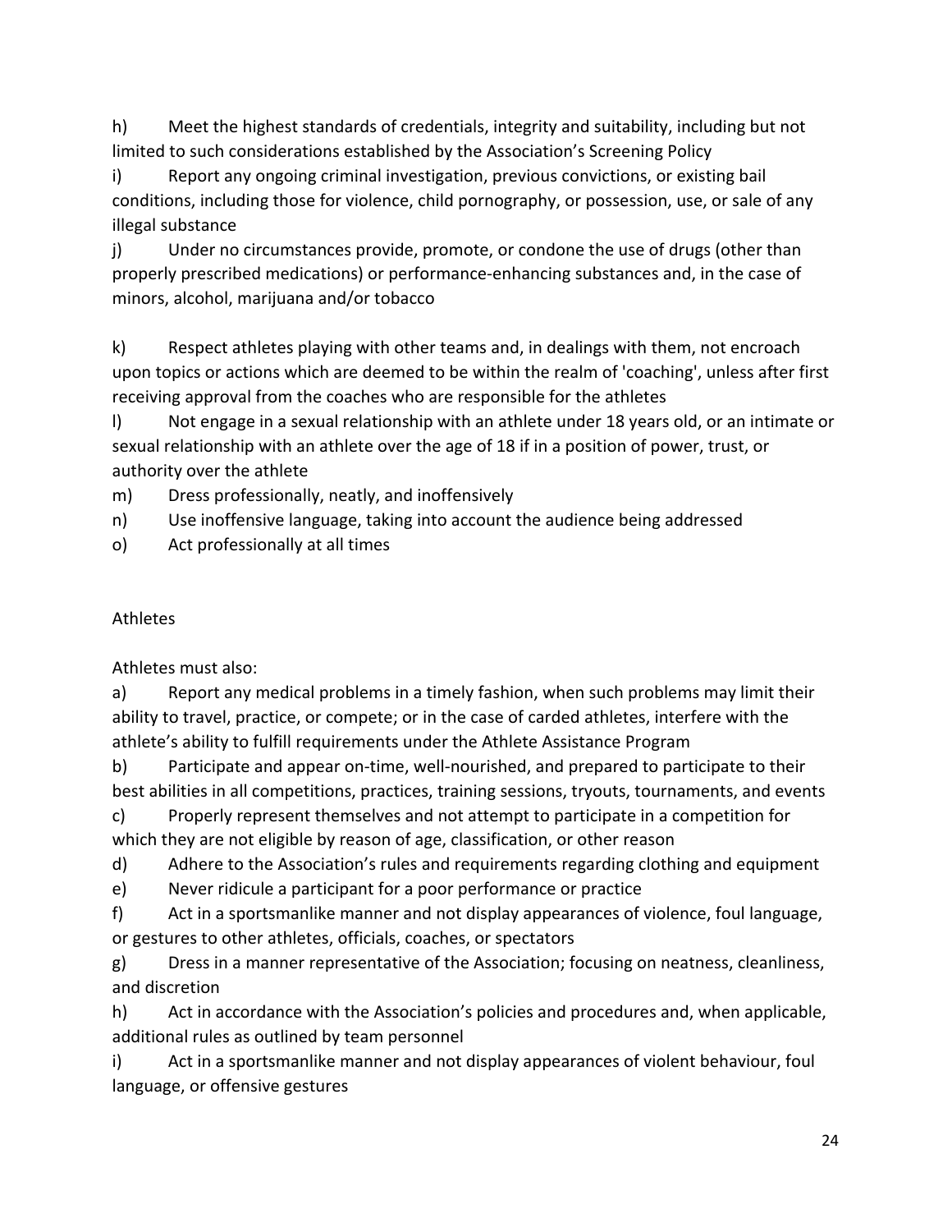h) Meet the highest standards of credentials, integrity and suitability, including but not limited to such considerations established by the Association's Screening Policy

i) Report any ongoing criminal investigation, previous convictions, or existing bail conditions, including those for violence, child pornography, or possession, use, or sale of any illegal substance

j) Under no circumstances provide, promote, or condone the use of drugs (other than properly prescribed medications) or performance-enhancing substances and, in the case of minors, alcohol, marijuana and/or tobacco

k) Respect athletes playing with other teams and, in dealings with them, not encroach upon topics or actions which are deemed to be within the realm of 'coaching', unless after first receiving approval from the coaches who are responsible for the athletes

l) Not engage in a sexual relationship with an athlete under 18 years old, or an intimate or sexual relationship with an athlete over the age of 18 if in a position of power, trust, or authority over the athlete

m) Dress professionally, neatly, and inoffensively

n) Use inoffensive language, taking into account the audience being addressed

o) Act professionally at all times

## Athletes

Athletes must also:

a) Report any medical problems in a timely fashion, when such problems may limit their ability to travel, practice, or compete; or in the case of carded athletes, interfere with the athlete's ability to fulfill requirements under the Athlete Assistance Program

b) Participate and appear on-time, well-nourished, and prepared to participate to their best abilities in all competitions, practices, training sessions, tryouts, tournaments, and events

c) Properly represent themselves and not attempt to participate in a competition for which they are not eligible by reason of age, classification, or other reason

d) Adhere to the Association's rules and requirements regarding clothing and equipment

e) Never ridicule a participant for a poor performance or practice

f) Act in a sportsmanlike manner and not display appearances of violence, foul language, or gestures to other athletes, officials, coaches, or spectators

g) Dress in a manner representative of the Association; focusing on neatness, cleanliness, and discretion

h) Act in accordance with the Association's policies and procedures and, when applicable, additional rules as outlined by team personnel

i) Act in a sportsmanlike manner and not display appearances of violent behaviour, foul language, or offensive gestures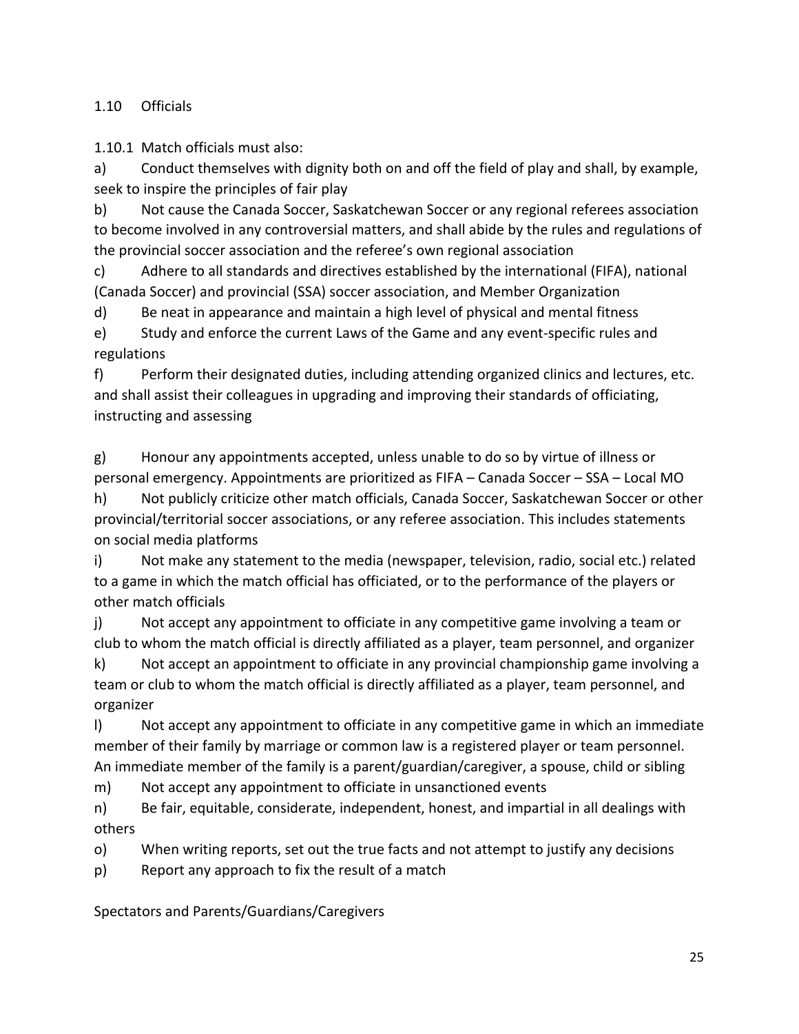## 1.10 Officials

1.10.1 Match officials must also:

a) Conduct themselves with dignity both on and off the field of play and shall, by example, seek to inspire the principles of fair play

b) Not cause the Canada Soccer, Saskatchewan Soccer or any regional referees association to become involved in any controversial matters, and shall abide by the rules and regulations of the provincial soccer association and the referee's own regional association

c) Adhere to all standards and directives established by the international (FIFA), national (Canada Soccer) and provincial (SSA) soccer association, and Member Organization

d) Be neat in appearance and maintain a high level of physical and mental fitness

e) Study and enforce the current Laws of the Game and any event-specific rules and regulations

f) Perform their designated duties, including attending organized clinics and lectures, etc. and shall assist their colleagues in upgrading and improving their standards of officiating, instructing and assessing

g) Honour any appointments accepted, unless unable to do so by virtue of illness or personal emergency. Appointments are prioritized as FIFA – Canada Soccer – SSA – Local MO

h) Not publicly criticize other match officials, Canada Soccer, Saskatchewan Soccer or other provincial/territorial soccer associations, or any referee association. This includes statements on social media platforms

i) Not make any statement to the media (newspaper, television, radio, social etc.) related to a game in which the match official has officiated, or to the performance of the players or other match officials

j) Not accept any appointment to officiate in any competitive game involving a team or club to whom the match official is directly affiliated as a player, team personnel, and organizer

k) Not accept an appointment to officiate in any provincial championship game involving a team or club to whom the match official is directly affiliated as a player, team personnel, and organizer

l) Not accept any appointment to officiate in any competitive game in which an immediate member of their family by marriage or common law is a registered player or team personnel. An immediate member of the family is a parent/guardian/caregiver, a spouse, child or sibling

m) Not accept any appointment to officiate in unsanctioned events

n) Be fair, equitable, considerate, independent, honest, and impartial in all dealings with others

o) When writing reports, set out the true facts and not attempt to justify any decisions

p) Report any approach to fix the result of a match

Spectators and Parents/Guardians/Caregivers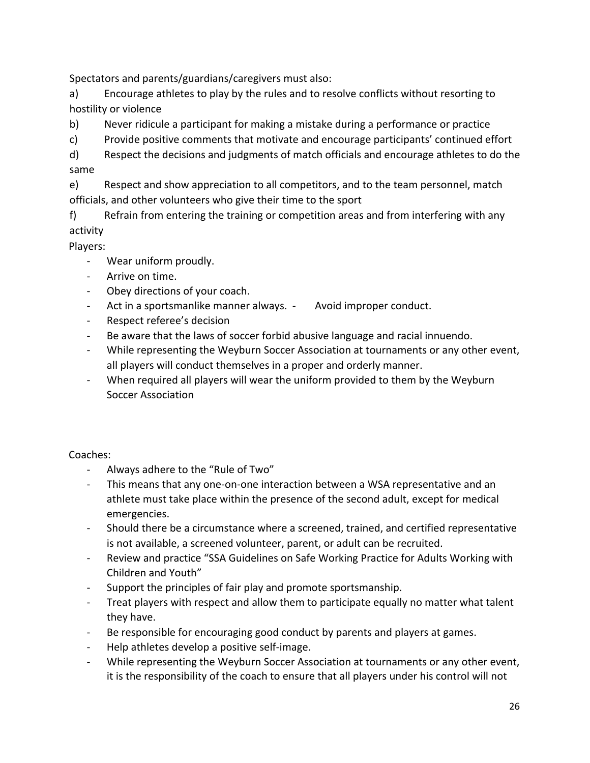Spectators and parents/guardians/caregivers must also:

a) Encourage athletes to play by the rules and to resolve conflicts without resorting to hostility or violence

b) Never ridicule a participant for making a mistake during a performance or practice

c) Provide positive comments that motivate and encourage participants' continued effort

d) Respect the decisions and judgments of match officials and encourage athletes to do the same

e) Respect and show appreciation to all competitors, and to the team personnel, match officials, and other volunteers who give their time to the sport

f) Refrain from entering the training or competition areas and from interfering with any activity

Players:

- Wear uniform proudly.
- Arrive on time.
- Obey directions of your coach.
- Act in a sportsmanlike manner always. - Avoid improper conduct.
- Respect referee's decision
- Be aware that the laws of soccer forbid abusive language and racial innuendo.
- While representing the Weyburn Soccer Association at tournaments or any other event, all players will conduct themselves in a proper and orderly manner.
- When required all players will wear the uniform provided to them by the Weyburn Soccer Association

Coaches:

- Always adhere to the "Rule of Two"
- This means that any one-on-one interaction between a WSA representative and an athlete must take place within the presence of the second adult, except for medical emergencies.
- Should there be a circumstance where a screened, trained, and certified representative is not available, a screened volunteer, parent, or adult can be recruited.
- Review and practice "SSA Guidelines on Safe Working Practice for Adults Working with Children and Youth"
- Support the principles of fair play and promote sportsmanship.
- Treat players with respect and allow them to participate equally no matter what talent they have.
- Be responsible for encouraging good conduct by parents and players at games.
- Help athletes develop a positive self-image.
- While representing the Weyburn Soccer Association at tournaments or any other event, it is the responsibility of the coach to ensure that all players under his control will not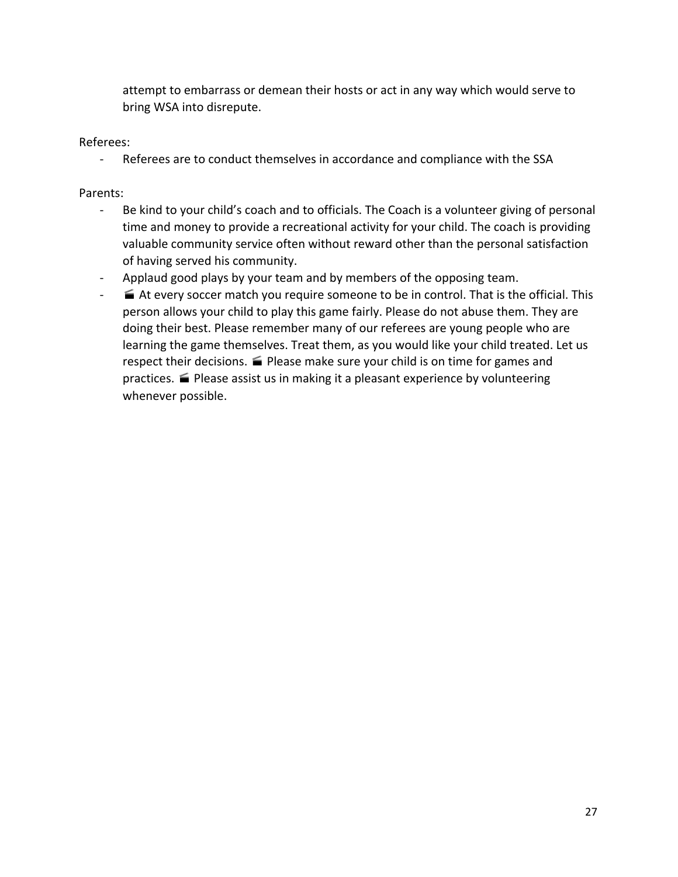attempt to embarrass or demean their hosts or act in any way which would serve to bring WSA into disrepute.

Referees:

- Referees are to conduct themselves in accordance and compliance with the SSA

Parents:

- Be kind to your child's coach and to officials. The Coach is a volunteer giving of personal time and money to provide a recreational activity for your child. The coach is providing valuable community service often without reward other than the personal satisfaction of having served his community.
- Applaud good plays by your team and by members of the opposing team.
- 🎬 At every soccer match you require someone to be in control. That is the official. This person allows your child to play this game fairly. Please do not abuse them. They are doing their best. Please remember many of our referees are young people who are learning the game themselves. Treat them, as you would like your child treated. Let us respect their decisions. 🎬 Please make sure your child is on time for games and practices. 🎬 Please assist us in making it a pleasant experience by volunteering whenever possible.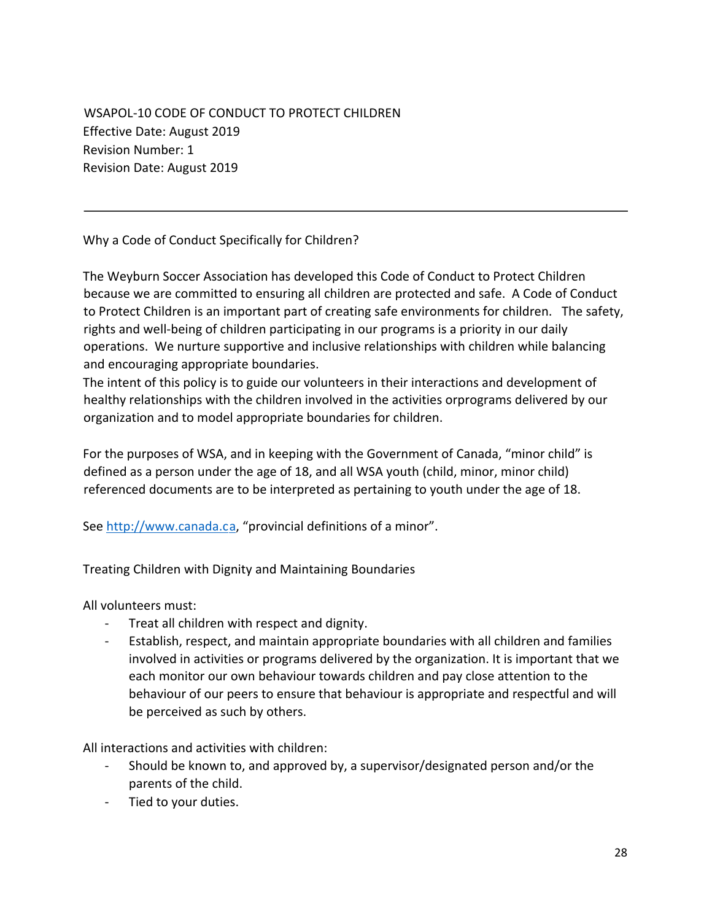WSAPOL-10 CODE OF CONDUCT TO PROTECT CHILDREN
Effective Date: August 2019
Revision Number: 1
Revision Date: August 2019

---

## Why a Code of Conduct Specifically for Children?

The Weyburn Soccer Association has developed this Code of Conduct to Protect Children because we are committed to ensuring all children are protected and safe. A Code of Conduct to Protect Children is an important part of creating safe environments for children. The safety, rights and well-being of children participating in our programs is a priority in our daily operations. We nurture supportive and inclusive relationships with children while balancing and encouraging appropriate boundaries.
The intent of this policy is to guide our volunteers in their interactions and development of healthy relationships with the children involved in the activities orprograms delivered by our organization and to model appropriate boundaries for children.

For the purposes of WSA, and in keeping with the Government of Canada, "minor child" is defined as a person under the age of 18, and all WSA youth (child, minor, minor child) referenced documents are to be interpreted as pertaining to youth under the age of 18.

See http://www.canada.ca, "provincial definitions of a minor".

## Treating Children with Dignity and Maintaining Boundaries

All volunteers must:

- Treat all children with respect and dignity.
- Establish, respect, and maintain appropriate boundaries with all children and families involved in activities or programs delivered by the organization. It is important that we each monitor our own behaviour towards children and pay close attention to the behaviour of our peers to ensure that behaviour is appropriate and respectful and will be perceived as such by others.

All interactions and activities with children:

- Should be known to, and approved by, a supervisor/designated person and/or the parents of the child.
- Tied to your duties.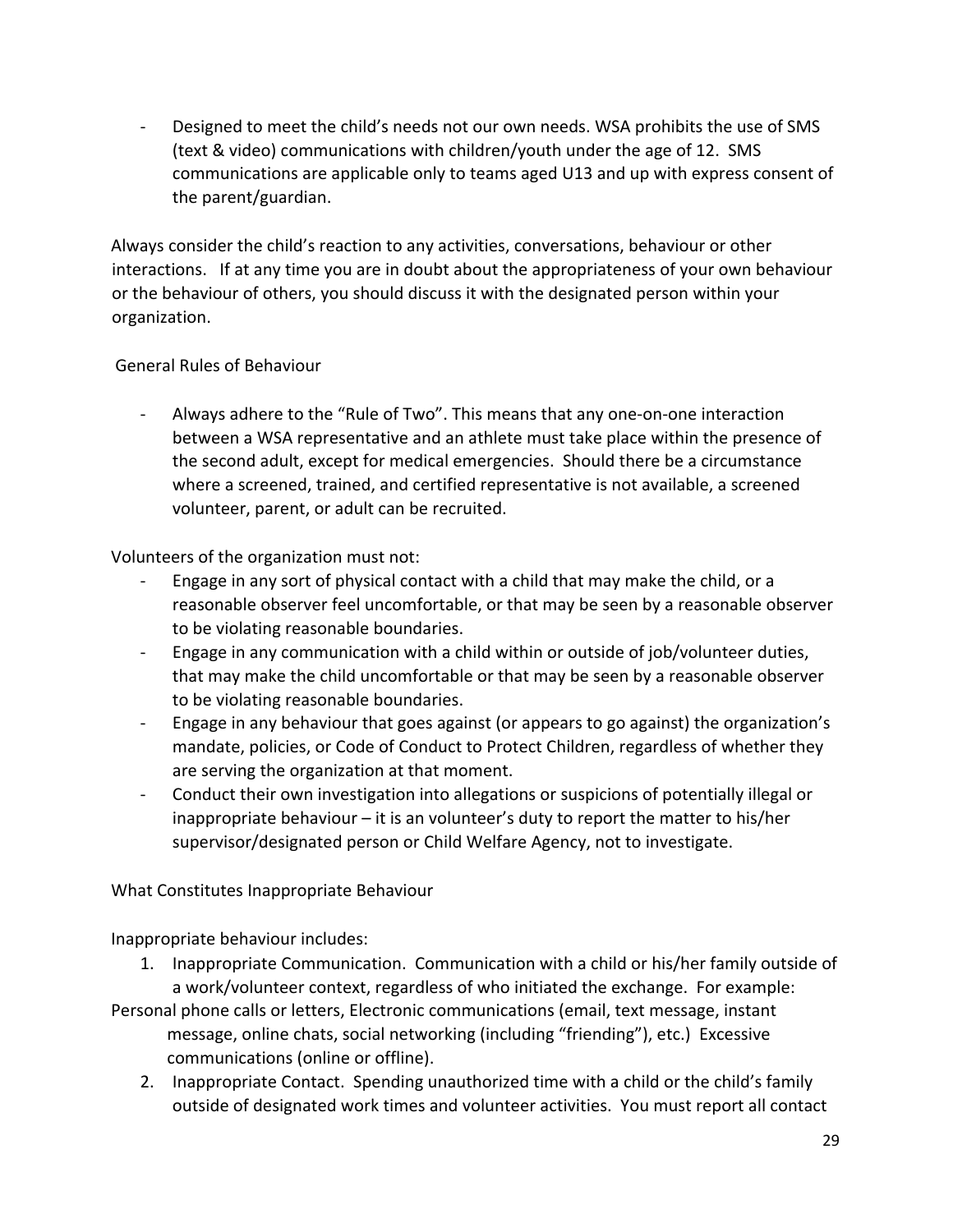- Designed to meet the child's needs not our own needs. WSA prohibits the use of SMS (text & video) communications with children/youth under the age of 12. SMS communications are applicable only to teams aged U13 and up with express consent of the parent/guardian.

Always consider the child's reaction to any activities, conversations, behaviour or other interactions. If at any time you are in doubt about the appropriateness of your own behaviour or the behaviour of others, you should discuss it with the designated person within your organization.

General Rules of Behaviour

- Always adhere to the "Rule of Two". This means that any one-on-one interaction between a WSA representative and an athlete must take place within the presence of the second adult, except for medical emergencies. Should there be a circumstance where a screened, trained, and certified representative is not available, a screened volunteer, parent, or adult can be recruited.

Volunteers of the organization must not:

- Engage in any sort of physical contact with a child that may make the child, or a reasonable observer feel uncomfortable, or that may be seen by a reasonable observer to be violating reasonable boundaries.
- Engage in any communication with a child within or outside of job/volunteer duties, that may make the child uncomfortable or that may be seen by a reasonable observer to be violating reasonable boundaries.
- Engage in any behaviour that goes against (or appears to go against) the organization's mandate, policies, or Code of Conduct to Protect Children, regardless of whether they are serving the organization at that moment.
- Conduct their own investigation into allegations or suspicions of potentially illegal or inappropriate behaviour – it is an volunteer's duty to report the matter to his/her supervisor/designated person or Child Welfare Agency, not to investigate.

What Constitutes Inappropriate Behaviour

Inappropriate behaviour includes:

1. Inappropriate Communication. Communication with a child or his/her family outside of a work/volunteer context, regardless of who initiated the exchange. For example: Personal phone calls or letters, Electronic communications (email, text message, instant message, online chats, social networking (including "friending"), etc.) Excessive communications (online or offline).
2. Inappropriate Contact. Spending unauthorized time with a child or the child's family outside of designated work times and volunteer activities. You must report all contact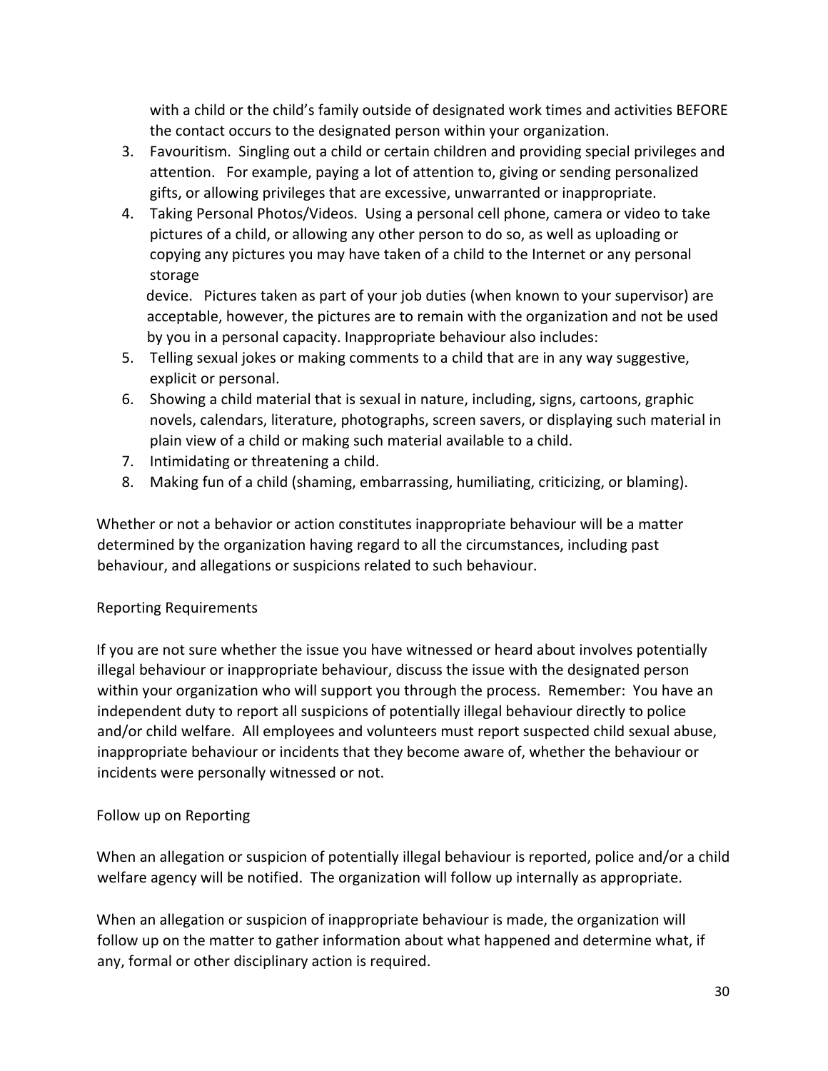with a child or the child's family outside of designated work times and activities BEFORE the contact occurs to the designated person within your organization.

3. Favouritism. Singling out a child or certain children and providing special privileges and attention. For example, paying a lot of attention to, giving or sending personalized gifts, or allowing privileges that are excessive, unwarranted or inappropriate.
4. Taking Personal Photos/Videos. Using a personal cell phone, camera or video to take pictures of a child, or allowing any other person to do so, as well as uploading or copying any pictures you may have taken of a child to the Internet or any personal storage device. Pictures taken as part of your job duties (when known to your supervisor) are acceptable, however, the pictures are to remain with the organization and not be used by you in a personal capacity. Inappropriate behaviour also includes:
5. Telling sexual jokes or making comments to a child that are in any way suggestive, explicit or personal.
6. Showing a child material that is sexual in nature, including, signs, cartoons, graphic novels, calendars, literature, photographs, screen savers, or displaying such material in plain view of a child or making such material available to a child.
7. Intimidating or threatening a child.
8. Making fun of a child (shaming, embarrassing, humiliating, criticizing, or blaming).

Whether or not a behavior or action constitutes inappropriate behaviour will be a matter determined by the organization having regard to all the circumstances, including past behaviour, and allegations or suspicions related to such behaviour.

Reporting Requirements

If you are not sure whether the issue you have witnessed or heard about involves potentially illegal behaviour or inappropriate behaviour, discuss the issue with the designated person within your organization who will support you through the process. Remember: You have an independent duty to report all suspicions of potentially illegal behaviour directly to police and/or child welfare. All employees and volunteers must report suspected child sexual abuse, inappropriate behaviour or incidents that they become aware of, whether the behaviour or incidents were personally witnessed or not.

Follow up on Reporting

When an allegation or suspicion of potentially illegal behaviour is reported, police and/or a child welfare agency will be notified. The organization will follow up internally as appropriate.

When an allegation or suspicion of inappropriate behaviour is made, the organization will follow up on the matter to gather information about what happened and determine what, if any, formal or other disciplinary action is required.